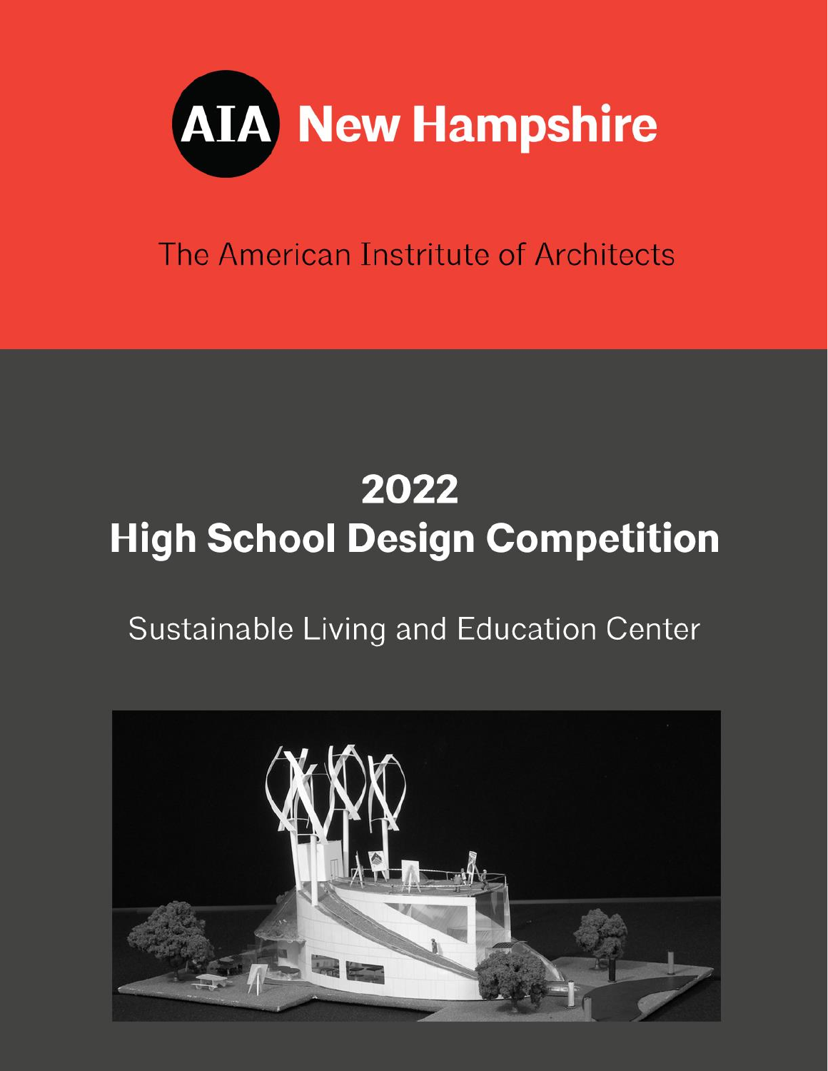# AIA New Hampshire

The American Institute of Architects

# 2022
# High School Design Competition

## Sustainable Living and Education Center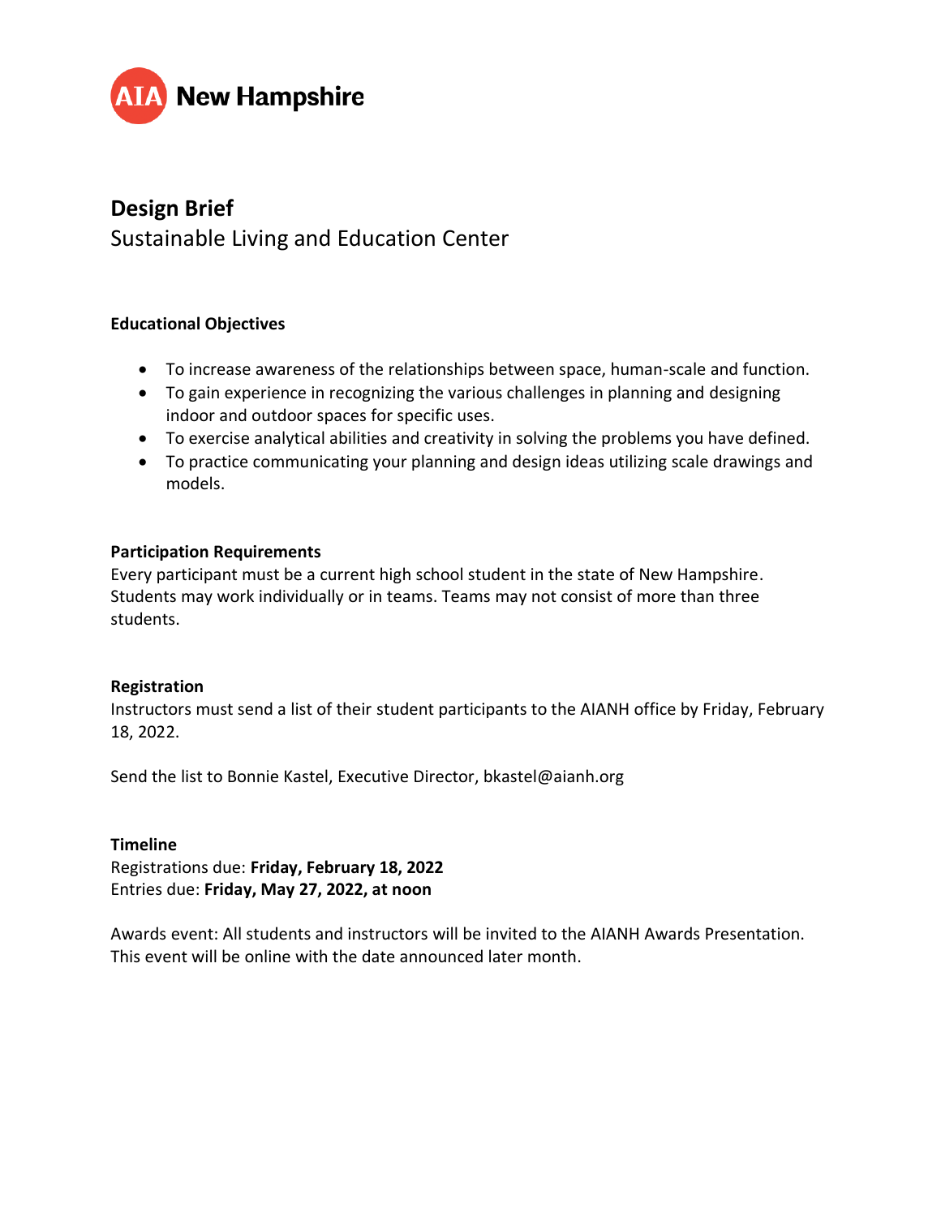AIA New Hampshire

# Design Brief

Sustainable Living and Education Center

### Educational Objectives

- To increase awareness of the relationships between space, human-scale and function.
- To gain experience in recognizing the various challenges in planning and designing indoor and outdoor spaces for specific uses.
- To exercise analytical abilities and creativity in solving the problems you have defined.
- To practice communicating your planning and design ideas utilizing scale drawings and models.

### Participation Requirements

Every participant must be a current high school student in the state of New Hampshire. Students may work individually or in teams. Teams may not consist of more than three students.

### Registration

Instructors must send a list of their student participants to the AIANH office by Friday, February 18, 2022.

Send the list to Bonnie Kastel, Executive Director, bkastel@aianh.org

### Timeline

Registrations due: **Friday, February 18, 2022**
Entries due: **Friday, May 27, 2022, at noon**

Awards event: All students and instructors will be invited to the AIANH Awards Presentation. This event will be online with the date announced later month.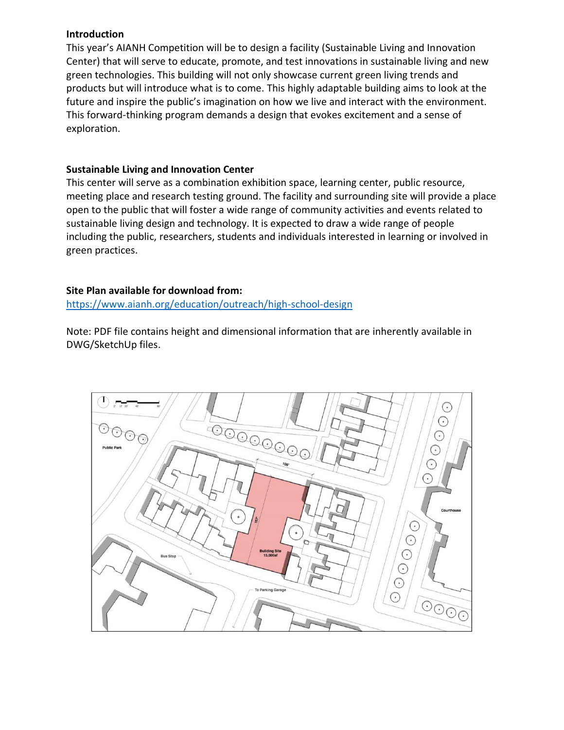**Introduction**

This year's AIANH Competition will be to design a facility (Sustainable Living and Innovation Center) that will serve to educate, promote, and test innovations in sustainable living and new green technologies. This building will not only showcase current green living trends and products but will introduce what is to come. This highly adaptable building aims to look at the future and inspire the public's imagination on how we live and interact with the environment. This forward-thinking program demands a design that evokes excitement and a sense of exploration.

**Sustainable Living and Innovation Center**

This center will serve as a combination exhibition space, learning center, public resource, meeting place and research testing ground. The facility and surrounding site will provide a place open to the public that will foster a wide range of community activities and events related to sustainable living design and technology. It is expected to draw a wide range of people including the public, researchers, students and individuals interested in learning or involved in green practices.

**Site Plan available for download from:**

https://www.aianh.org/education/outreach/high-school-design

Note: PDF file contains height and dimensional information that are inherently available in DWG/SketchUp files.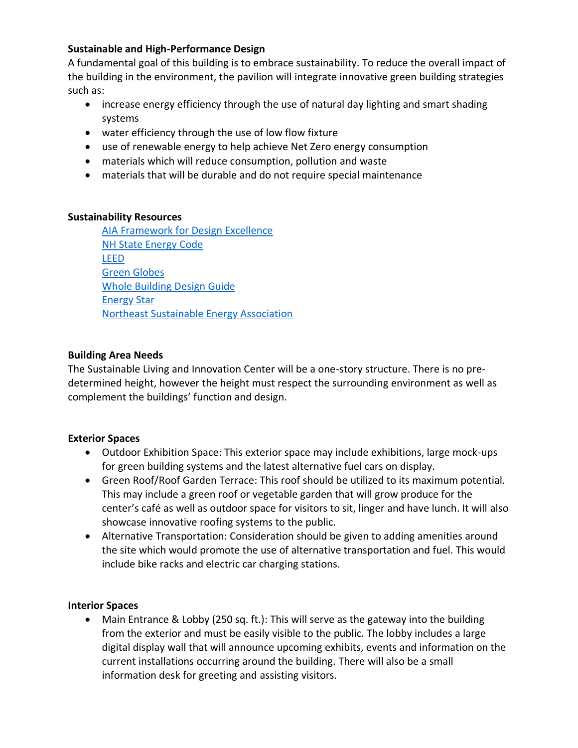**Sustainable and High-Performance Design**

A fundamental goal of this building is to embrace sustainability. To reduce the overall impact of the building in the environment, the pavilion will integrate innovative green building strategies such as:

- increase energy efficiency through the use of natural day lighting and smart shading systems
- water efficiency through the use of low flow fixture
- use of renewable energy to help achieve Net Zero energy consumption
- materials which will reduce consumption, pollution and waste
- materials that will be durable and do not require special maintenance

**Sustainability Resources**

AIA Framework for Design Excellence
NH State Energy Code
LEED
Green Globes
Whole Building Design Guide
Energy Star
Northeast Sustainable Energy Association

**Building Area Needs**

The Sustainable Living and Innovation Center will be a one-story structure. There is no pre-determined height, however the height must respect the surrounding environment as well as complement the buildings' function and design.

**Exterior Spaces**

- Outdoor Exhibition Space: This exterior space may include exhibitions, large mock-ups for green building systems and the latest alternative fuel cars on display.
- Green Roof/Roof Garden Terrace: This roof should be utilized to its maximum potential. This may include a green roof or vegetable garden that will grow produce for the center's café as well as outdoor space for visitors to sit, linger and have lunch. It will also showcase innovative roofing systems to the public.
- Alternative Transportation: Consideration should be given to adding amenities around the site which would promote the use of alternative transportation and fuel. This would include bike racks and electric car charging stations.

**Interior Spaces**

- Main Entrance & Lobby (250 sq. ft.): This will serve as the gateway into the building from the exterior and must be easily visible to the public. The lobby includes a large digital display wall that will announce upcoming exhibits, events and information on the current installations occurring around the building. There will also be a small information desk for greeting and assisting visitors.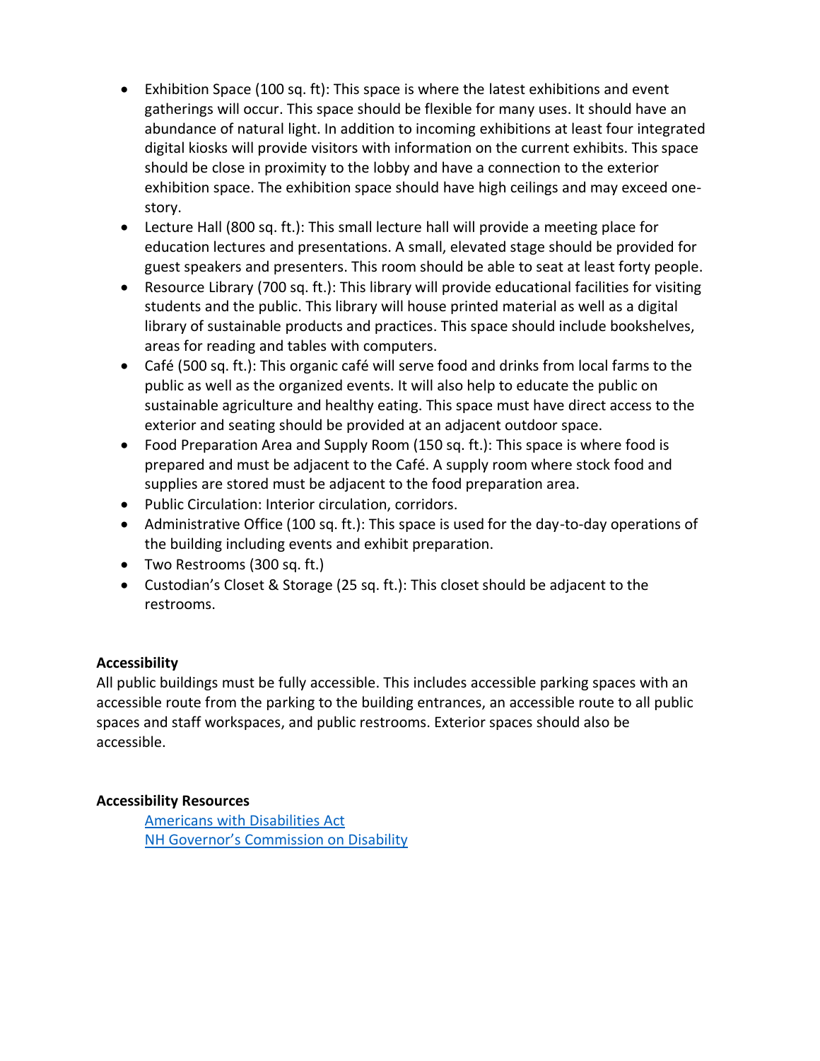- Exhibition Space (100 sq. ft): This space is where the latest exhibitions and event gatherings will occur. This space should be flexible for many uses. It should have an abundance of natural light. In addition to incoming exhibitions at least four integrated digital kiosks will provide visitors with information on the current exhibits. This space should be close in proximity to the lobby and have a connection to the exterior exhibition space. The exhibition space should have high ceilings and may exceed one-story.
- Lecture Hall (800 sq. ft.): This small lecture hall will provide a meeting place for education lectures and presentations. A small, elevated stage should be provided for guest speakers and presenters. This room should be able to seat at least forty people.
- Resource Library (700 sq. ft.): This library will provide educational facilities for visiting students and the public. This library will house printed material as well as a digital library of sustainable products and practices. This space should include bookshelves, areas for reading and tables with computers.
- Café (500 sq. ft.): This organic café will serve food and drinks from local farms to the public as well as the organized events. It will also help to educate the public on sustainable agriculture and healthy eating. This space must have direct access to the exterior and seating should be provided at an adjacent outdoor space.
- Food Preparation Area and Supply Room (150 sq. ft.): This space is where food is prepared and must be adjacent to the Café. A supply room where stock food and supplies are stored must be adjacent to the food preparation area.
- Public Circulation: Interior circulation, corridors.
- Administrative Office (100 sq. ft.): This space is used for the day-to-day operations of the building including events and exhibit preparation.
- Two Restrooms (300 sq. ft.)
- Custodian's Closet & Storage (25 sq. ft.): This closet should be adjacent to the restrooms.

**Accessibility**

All public buildings must be fully accessible. This includes accessible parking spaces with an accessible route from the parking to the building entrances, an accessible route to all public spaces and staff workspaces, and public restrooms. Exterior spaces should also be accessible.

**Accessibility Resources**

Americans with Disabilities Act
NH Governor's Commission on Disability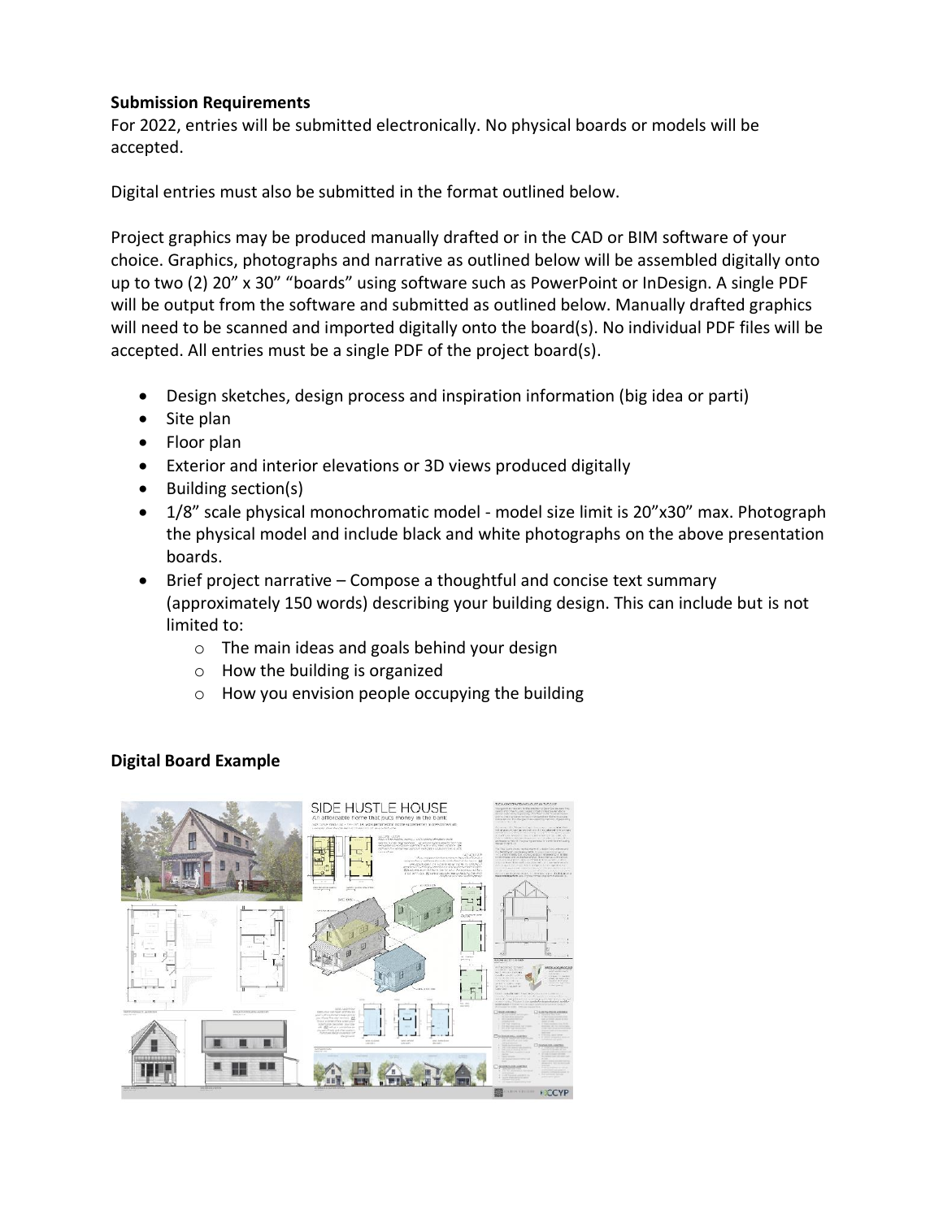**Submission Requirements**

For 2022, entries will be submitted electronically. No physical boards or models will be accepted.

Digital entries must also be submitted in the format outlined below.

Project graphics may be produced manually drafted or in the CAD or BIM software of your choice. Graphics, photographs and narrative as outlined below will be assembled digitally onto up to two (2) 20" x 30" "boards" using software such as PowerPoint or InDesign. A single PDF will be output from the software and submitted as outlined below. Manually drafted graphics will need to be scanned and imported digitally onto the board(s). No individual PDF files will be accepted. All entries must be a single PDF of the project board(s).

- Design sketches, design process and inspiration information (big idea or parti)
- Site plan
- Floor plan
- Exterior and interior elevations or 3D views produced digitally
- Building section(s)
- 1/8" scale physical monochromatic model - model size limit is 20"x30" max. Photograph the physical model and include black and white photographs on the above presentation boards.
- Brief project narrative – Compose a thoughtful and concise text summary (approximately 150 words) describing your building design. This can include but is not limited to:
    - The main ideas and goals behind your design
    - How the building is organized
    - How you envision people occupying the building

**Digital Board Example**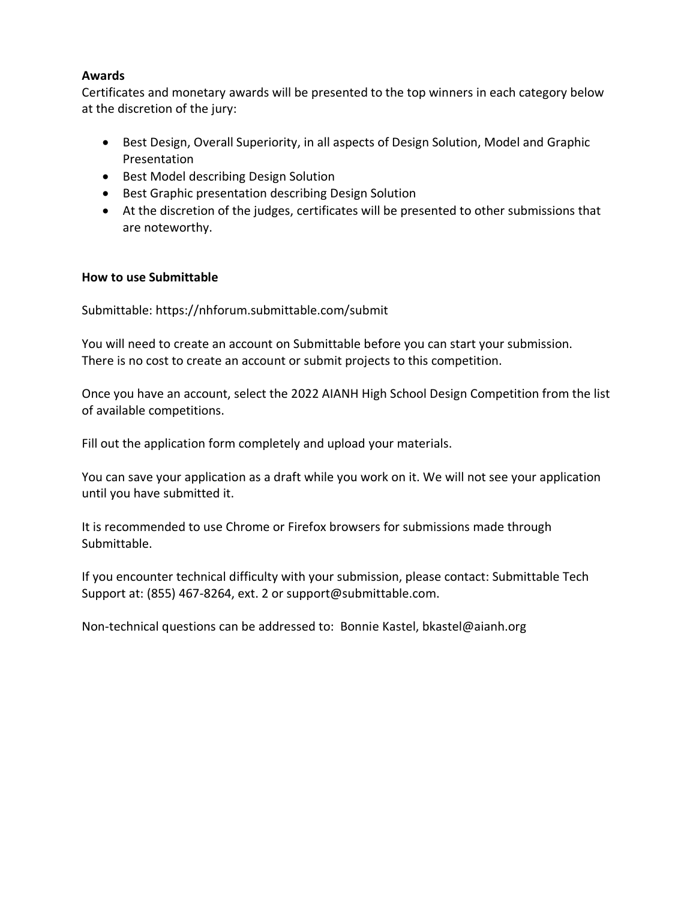**Awards**

Certificates and monetary awards will be presented to the top winners in each category below at the discretion of the jury:

- Best Design, Overall Superiority, in all aspects of Design Solution, Model and Graphic Presentation
- Best Model describing Design Solution
- Best Graphic presentation describing Design Solution
- At the discretion of the judges, certificates will be presented to other submissions that are noteworthy.

**How to use Submittable**

Submittable: https://nhforum.submittable.com/submit

You will need to create an account on Submittable before you can start your submission. There is no cost to create an account or submit projects to this competition.

Once you have an account, select the 2022 AIANH High School Design Competition from the list of available competitions.

Fill out the application form completely and upload your materials.

You can save your application as a draft while you work on it. We will not see your application until you have submitted it.

It is recommended to use Chrome or Firefox browsers for submissions made through Submittable.

If you encounter technical difficulty with your submission, please contact: Submittable Tech Support at: (855) 467-8264, ext. 2 or support@submittable.com.

Non-technical questions can be addressed to: Bonnie Kastel, bkastel@aianh.org